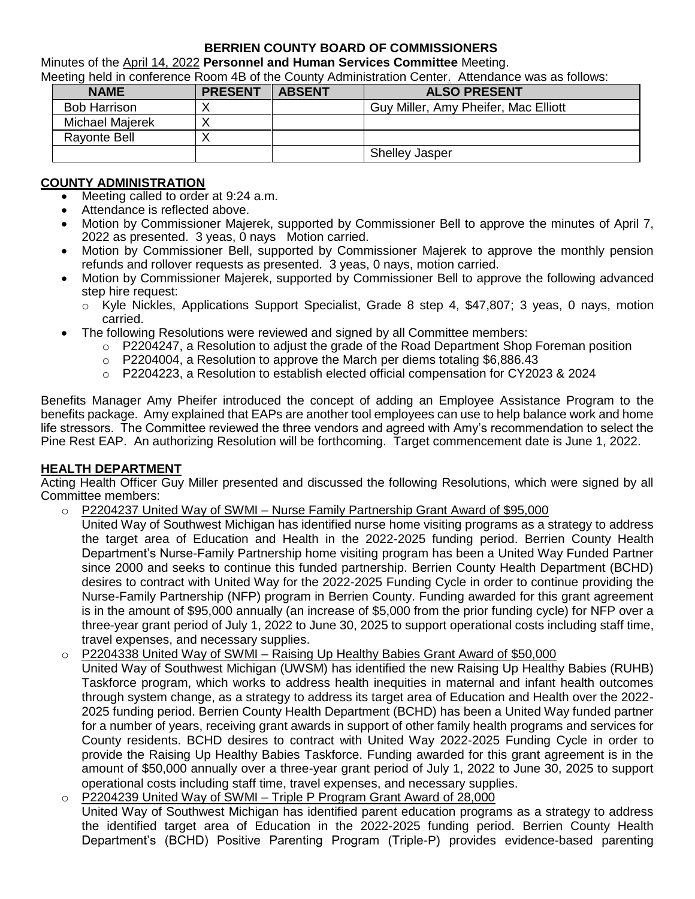**BERRIEN COUNTY BOARD OF COMMISSIONERS**

Minutes of the April 14, 2022 **Personnel and Human Services Committee** Meeting.

Meeting held in conference Room 4B of the County Administration Center. Attendance was as follows:

| NAME | PRESENT | ABSENT | ALSO PRESENT |
|---|---|---|---|
| Bob Harrison | X | | Guy Miller, Amy Pheifer, Mac Elliott |
| Michael Majerek | X | | |
| Rayonte Bell | X | | |
| | | | Shelley Jasper |

## COUNTY ADMINISTRATION

- Meeting called to order at 9:24 a.m.
- Attendance is reflected above.
- Motion by Commissioner Majerek, supported by Commissioner Bell to approve the minutes of April 7, 2022 as presented. 3 yeas, 0 nays Motion carried.
- Motion by Commissioner Bell, supported by Commissioner Majerek to approve the monthly pension refunds and rollover requests as presented. 3 yeas, 0 nays, motion carried.
- Motion by Commissioner Majerek, supported by Commissioner Bell to approve the following advanced step hire request:
  - Kyle Nickles, Applications Support Specialist, Grade 8 step 4, $47,807; 3 yeas, 0 nays, motion carried.
- The following Resolutions were reviewed and signed by all Committee members:
  - P2204247, a Resolution to adjust the grade of the Road Department Shop Foreman position
  - P2204004, a Resolution to approve the March per diems totaling $6,886.43
  - P2204223, a Resolution to establish elected official compensation for CY2023 & 2024

Benefits Manager Amy Pheifer introduced the concept of adding an Employee Assistance Program to the benefits package. Amy explained that EAPs are another tool employees can use to help balance work and home life stressors. The Committee reviewed the three vendors and agreed with Amy's recommendation to select the Pine Rest EAP. An authorizing Resolution will be forthcoming. Target commencement date is June 1, 2022.

## HEALTH DEPARTMENT

Acting Health Officer Guy Miller presented and discussed the following Resolutions, which were signed by all Committee members:

- P2204237 United Way of SWMI – Nurse Family Partnership Grant Award of $95,000
  United Way of Southwest Michigan has identified nurse home visiting programs as a strategy to address the target area of Education and Health in the 2022-2025 funding period. Berrien County Health Department's Nurse-Family Partnership home visiting program has been a United Way Funded Partner since 2000 and seeks to continue this funded partnership. Berrien County Health Department (BCHD) desires to contract with United Way for the 2022-2025 Funding Cycle in order to continue providing the Nurse-Family Partnership (NFP) program in Berrien County. Funding awarded for this grant agreement is in the amount of $95,000 annually (an increase of $5,000 from the prior funding cycle) for NFP over a three-year grant period of July 1, 2022 to June 30, 2025 to support operational costs including staff time, travel expenses, and necessary supplies.
- P2204338 United Way of SWMI – Raising Up Healthy Babies Grant Award of $50,000
  United Way of Southwest Michigan (UWSM) has identified the new Raising Up Healthy Babies (RUHB) Taskforce program, which works to address health inequities in maternal and infant health outcomes through system change, as a strategy to address its target area of Education and Health over the 2022-2025 funding period. Berrien County Health Department (BCHD) has been a United Way funded partner for a number of years, receiving grant awards in support of other family health programs and services for County residents. BCHD desires to contract with United Way 2022-2025 Funding Cycle in order to provide the Raising Up Healthy Babies Taskforce. Funding awarded for this grant agreement is in the amount of $50,000 annually over a three-year grant period of July 1, 2022 to June 30, 2025 to support operational costs including staff time, travel expenses, and necessary supplies.
- P2204239 United Way of SWMI – Triple P Program Grant Award of 28,000
  United Way of Southwest Michigan has identified parent education programs as a strategy to address the identified target area of Education in the 2022-2025 funding period. Berrien County Health Department's (BCHD) Positive Parenting Program (Triple-P) provides evidence-based parenting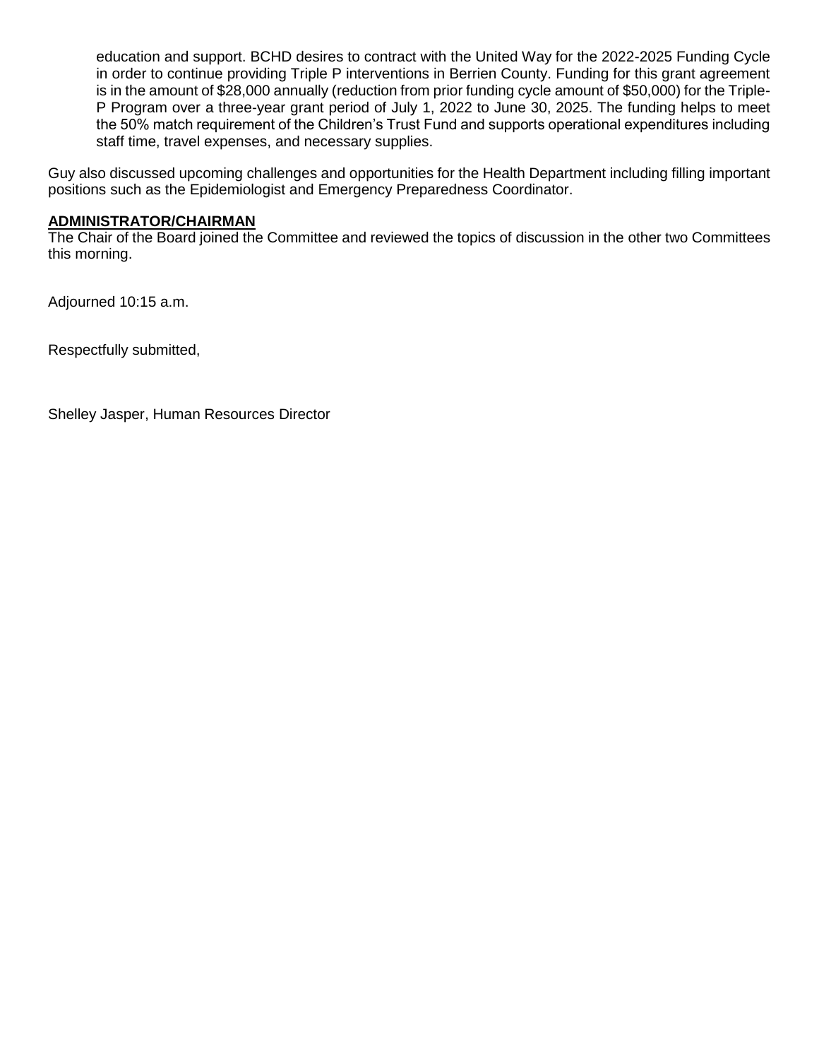education and support. BCHD desires to contract with the United Way for the 2022-2025 Funding Cycle in order to continue providing Triple P interventions in Berrien County. Funding for this grant agreement is in the amount of $28,000 annually (reduction from prior funding cycle amount of $50,000) for the Triple-P Program over a three-year grant period of July 1, 2022 to June 30, 2025. The funding helps to meet the 50% match requirement of the Children's Trust Fund and supports operational expenditures including staff time, travel expenses, and necessary supplies.

Guy also discussed upcoming challenges and opportunities for the Health Department including filling important positions such as the Epidemiologist and Emergency Preparedness Coordinator.

**ADMINISTRATOR/CHAIRMAN**

The Chair of the Board joined the Committee and reviewed the topics of discussion in the other two Committees this morning.

Adjourned 10:15 a.m.

Respectfully submitted,

Shelley Jasper, Human Resources Director